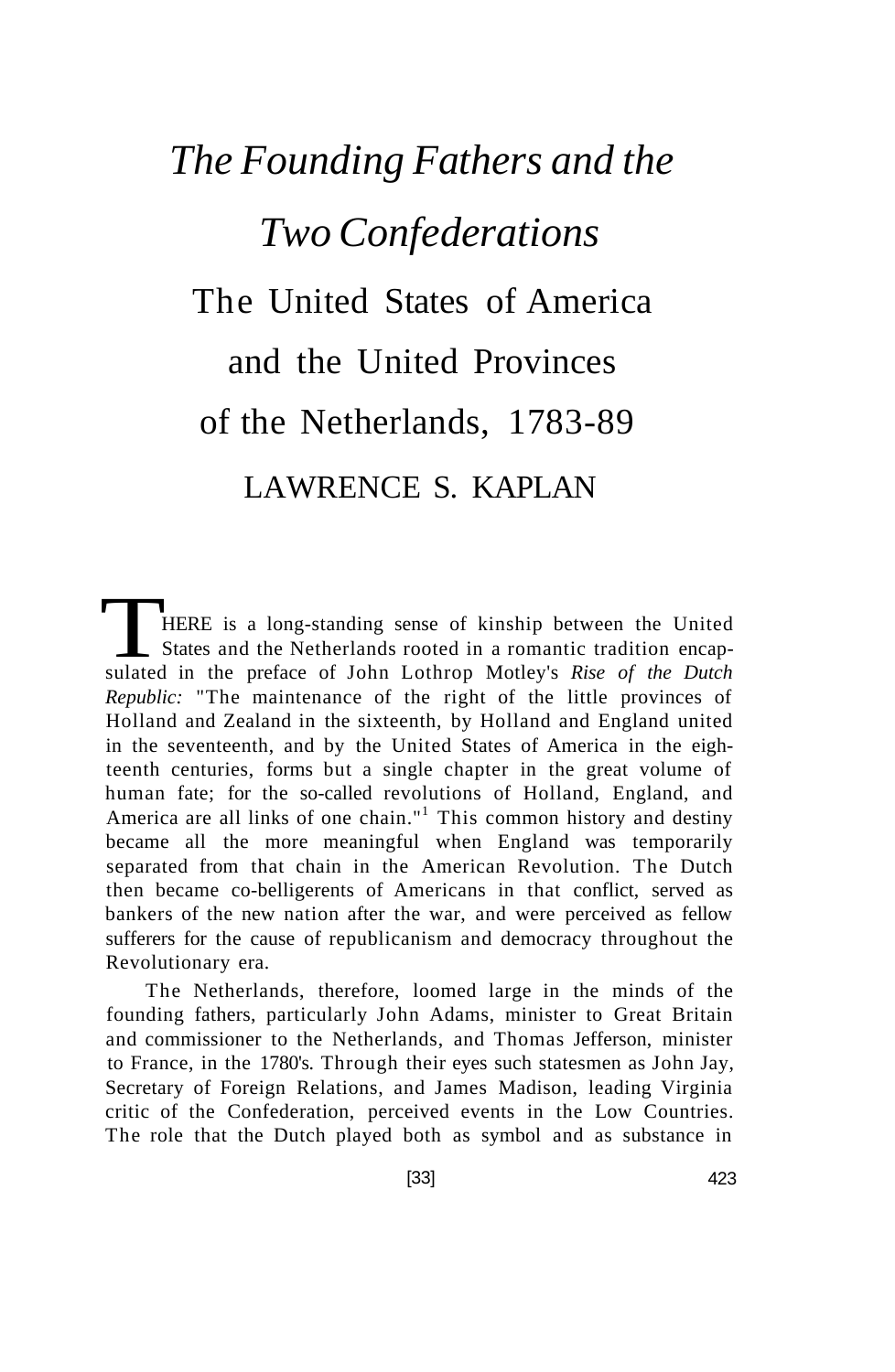# *The Founding Fathers and the Two Confederations*

## The United States of America and the United Provinces of the Netherlands, 1783-89

### LAWRENCE S. KAPLAN

THERE is a long-standing sense of kinship between the United States and the Netherlands rooted in a romantic tradition encapsulated in the preface of John Lothrop Motley's *Rise of the Dutch Republic:* "The maintenance of the right of the little provinces of Holland and Zealand in the sixteenth, by Holland and England united in the seventeenth, and by the United States of America in the eighteenth centuries, forms but a single chapter in the great volume of human fate; for the so-called revolutions of Holland, England, and America are all links of one chain."[1] This common history and destiny became all the more meaningful when England was temporarily separated from that chain in the American Revolution. The Dutch then became co-belligerents of Americans in that conflict, served as bankers of the new nation after the war, and were perceived as fellow sufferers for the cause of republicanism and democracy throughout the Revolutionary era.

The Netherlands, therefore, loomed large in the minds of the founding fathers, particularly John Adams, minister to Great Britain and commissioner to the Netherlands, and Thomas Jefferson, minister to France, in the 1780's. Through their eyes such statesmen as John Jay, Secretary of Foreign Relations, and James Madison, leading Virginia critic of the Confederation, perceived events in the Low Countries. The role that the Dutch played both as symbol and as substance in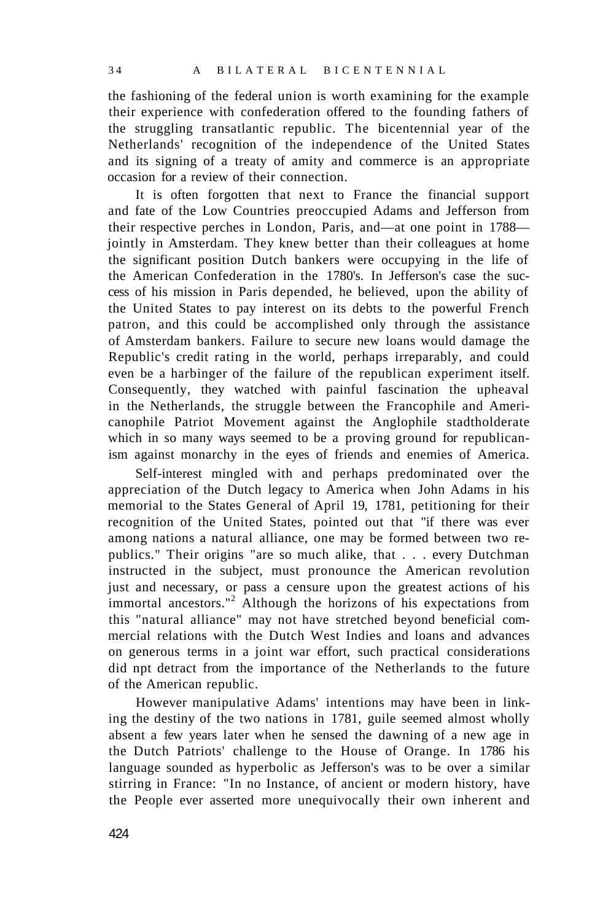the fashioning of the federal union is worth examining for the example their experience with confederation offered to the founding fathers of the struggling transatlantic republic. The bicentennial year of the Netherlands' recognition of the independence of the United States and its signing of a treaty of amity and commerce is an appropriate occasion for a review of their connection.

It is often forgotten that next to France the financial support and fate of the Low Countries preoccupied Adams and Jefferson from their respective perches in London, Paris, and—at one point in 1788—jointly in Amsterdam. They knew better than their colleagues at home the significant position Dutch bankers were occupying in the life of the American Confederation in the 1780's. In Jefferson's case the success of his mission in Paris depended, he believed, upon the ability of the United States to pay interest on its debts to the powerful French patron, and this could be accomplished only through the assistance of Amsterdam bankers. Failure to secure new loans would damage the Republic's credit rating in the world, perhaps irreparably, and could even be a harbinger of the failure of the republican experiment itself. Consequently, they watched with painful fascination the upheaval in the Netherlands, the struggle between the Francophile and Americanophile Patriot Movement against the Anglophile stadtholderate which in so many ways seemed to be a proving ground for republicanism against monarchy in the eyes of friends and enemies of America.

Self-interest mingled with and perhaps predominated over the appreciation of the Dutch legacy to America when John Adams in his memorial to the States General of April 19, 1781, petitioning for their recognition of the United States, pointed out that "if there was ever among nations a natural alliance, one may be formed between two republics." Their origins "are so much alike, that . . . every Dutchman instructed in the subject, must pronounce the American revolution just and necessary, or pass a censure upon the greatest actions of his immortal ancestors."[2] Although the horizons of his expectations from this "natural alliance" may not have stretched beyond beneficial commercial relations with the Dutch West Indies and loans and advances on generous terms in a joint war effort, such practical considerations did npt detract from the importance of the Netherlands to the future of the American republic.

However manipulative Adams' intentions may have been in linking the destiny of the two nations in 1781, guile seemed almost wholly absent a few years later when he sensed the dawning of a new age in the Dutch Patriots' challenge to the House of Orange. In 1786 his language sounded as hyperbolic as Jefferson's was to be over a similar stirring in France: "In no Instance, of ancient or modern history, have the People ever asserted more unequivocally their own inherent and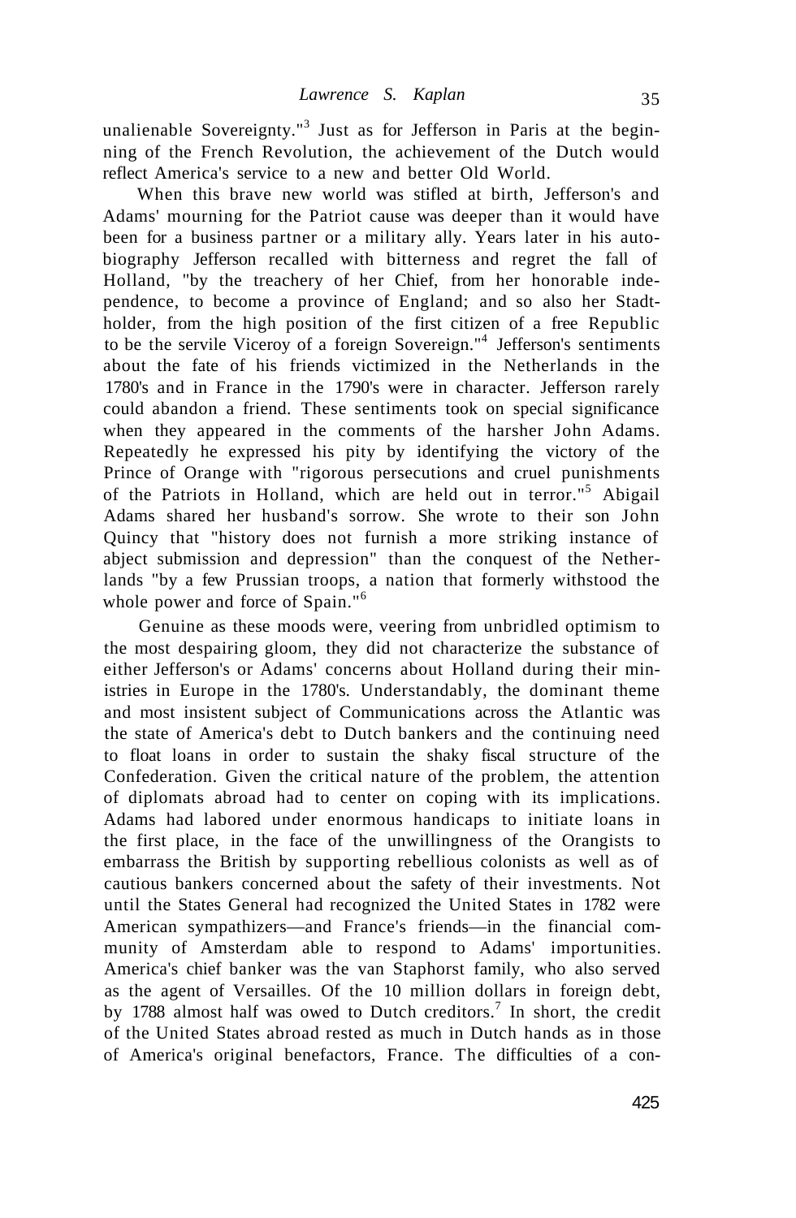unalienable Sovereignty."[3] Just as for Jefferson in Paris at the beginning of the French Revolution, the achievement of the Dutch would reflect America's service to a new and better Old World.

When this brave new world was stifled at birth, Jefferson's and Adams' mourning for the Patriot cause was deeper than it would have been for a business partner or a military ally. Years later in his autobiography Jefferson recalled with bitterness and regret the fall of Holland, "by the treachery of her Chief, from her honorable independence, to become a province of England; and so also her Stadtholder, from the high position of the first citizen of a free Republic to be the servile Viceroy of a foreign Sovereign."[4] Jefferson's sentiments about the fate of his friends victimized in the Netherlands in the 1780's and in France in the 1790's were in character. Jefferson rarely could abandon a friend. These sentiments took on special significance when they appeared in the comments of the harsher John Adams. Repeatedly he expressed his pity by identifying the victory of the Prince of Orange with "rigorous persecutions and cruel punishments of the Patriots in Holland, which are held out in terror."[5] Abigail Adams shared her husband's sorrow. She wrote to their son John Quincy that "history does not furnish a more striking instance of abject submission and depression" than the conquest of the Netherlands "by a few Prussian troops, a nation that formerly withstood the whole power and force of Spain."[6]

Genuine as these moods were, veering from unbridled optimism to the most despairing gloom, they did not characterize the substance of either Jefferson's or Adams' concerns about Holland during their ministries in Europe in the 1780's. Understandably, the dominant theme and most insistent subject of Communications across the Atlantic was the state of America's debt to Dutch bankers and the continuing need to float loans in order to sustain the shaky fiscal structure of the Confederation. Given the critical nature of the problem, the attention of diplomats abroad had to center on coping with its implications. Adams had labored under enormous handicaps to initiate loans in the first place, in the face of the unwillingness of the Orangists to embarrass the British by supporting rebellious colonists as well as of cautious bankers concerned about the safety of their investments. Not until the States General had recognized the United States in 1782 were American sympathizers—and France's friends—in the financial community of Amsterdam able to respond to Adams' importunities. America's chief banker was the van Staphorst family, who also served as the agent of Versailles. Of the 10 million dollars in foreign debt, by 1788 almost half was owed to Dutch creditors.[7] In short, the credit of the United States abroad rested as much in Dutch hands as in those of America's original benefactors, France. The difficulties of a con-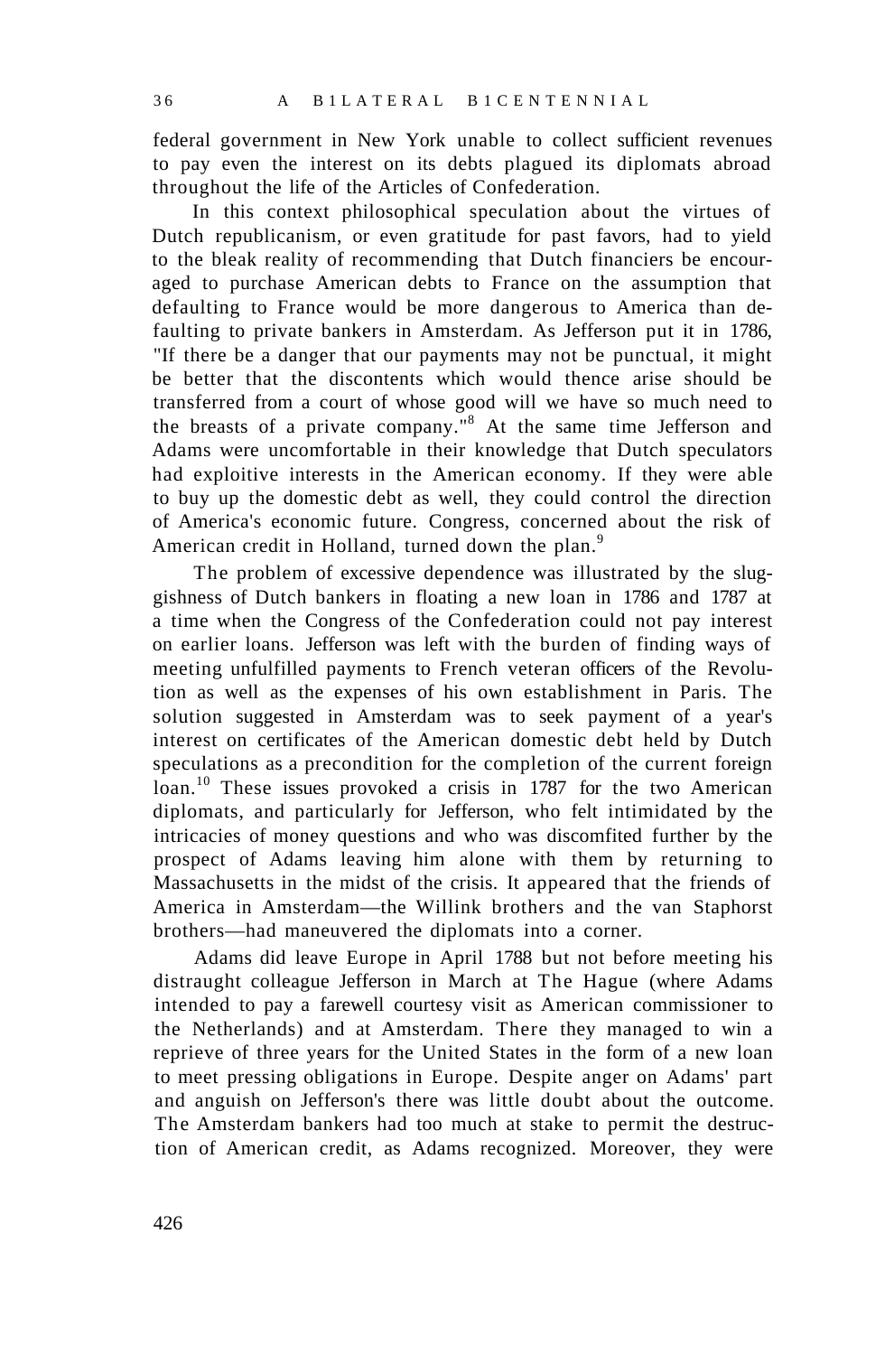federal government in New York unable to collect sufficient revenues to pay even the interest on its debts plagued its diplomats abroad throughout the life of the Articles of Confederation.

In this context philosophical speculation about the virtues of Dutch republicanism, or even gratitude for past favors, had to yield to the bleak reality of recommending that Dutch financiers be encouraged to purchase American debts to France on the assumption that defaulting to France would be more dangerous to America than defaulting to private bankers in Amsterdam. As Jefferson put it in 1786, "If there be a danger that our payments may not be punctual, it might be better that the discontents which would thence arise should be transferred from a court of whose good will we have so much need to the breasts of a private company."[8] At the same time Jefferson and Adams were uncomfortable in their knowledge that Dutch speculators had exploitive interests in the American economy. If they were able to buy up the domestic debt as well, they could control the direction of America's economic future. Congress, concerned about the risk of American credit in Holland, turned down the plan.[9]

The problem of excessive dependence was illustrated by the sluggishness of Dutch bankers in floating a new loan in 1786 and 1787 at a time when the Congress of the Confederation could not pay interest on earlier loans. Jefferson was left with the burden of finding ways of meeting unfulfilled payments to French veteran officers of the Revolution as well as the expenses of his own establishment in Paris. The solution suggested in Amsterdam was to seek payment of a year's interest on certificates of the American domestic debt held by Dutch speculations as a precondition for the completion of the current foreign loan.[10] These issues provoked a crisis in 1787 for the two American diplomats, and particularly for Jefferson, who felt intimidated by the intricacies of money questions and who was discomfited further by the prospect of Adams leaving him alone with them by returning to Massachusetts in the midst of the crisis. It appeared that the friends of America in Amsterdam—the Willink brothers and the van Staphorst brothers—had maneuvered the diplomats into a corner.

Adams did leave Europe in April 1788 but not before meeting his distraught colleague Jefferson in March at The Hague (where Adams intended to pay a farewell courtesy visit as American commissioner to the Netherlands) and at Amsterdam. There they managed to win a reprieve of three years for the United States in the form of a new loan to meet pressing obligations in Europe. Despite anger on Adams' part and anguish on Jefferson's there was little doubt about the outcome. The Amsterdam bankers had too much at stake to permit the destruction of American credit, as Adams recognized. Moreover, they were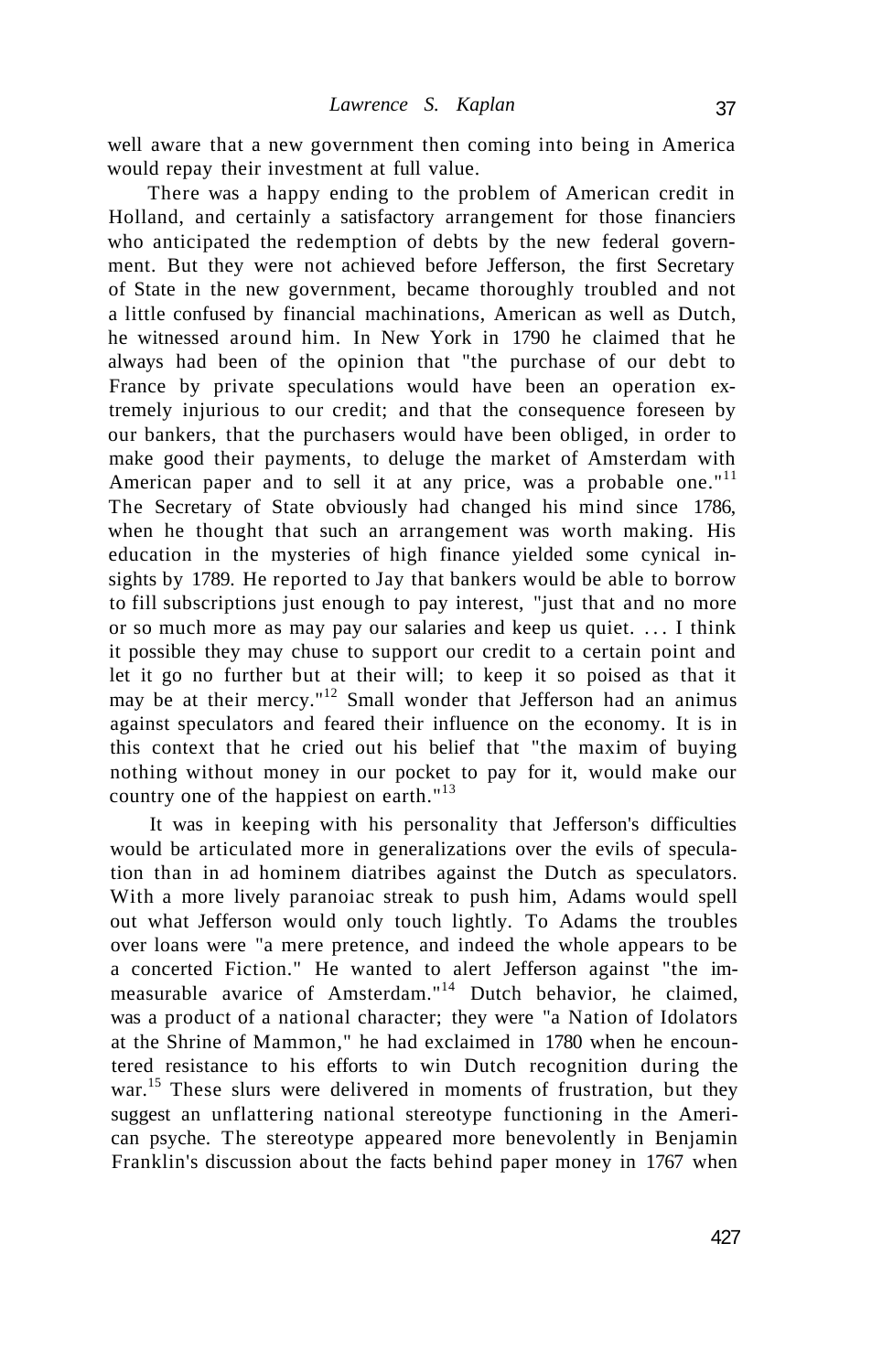well aware that a new government then coming into being in America would repay their investment at full value.

There was a happy ending to the problem of American credit in Holland, and certainly a satisfactory arrangement for those financiers who anticipated the redemption of debts by the new federal government. But they were not achieved before Jefferson, the first Secretary of State in the new government, became thoroughly troubled and not a little confused by financial machinations, American as well as Dutch, he witnessed around him. In New York in 1790 he claimed that he always had been of the opinion that "the purchase of our debt to France by private speculations would have been an operation extremely injurious to our credit; and that the consequence foreseen by our bankers, that the purchasers would have been obliged, in order to make good their payments, to deluge the market of Amsterdam with American paper and to sell it at any price, was a probable one."[11] The Secretary of State obviously had changed his mind since 1786, when he thought that such an arrangement was worth making. His education in the mysteries of high finance yielded some cynical insights by 1789. He reported to Jay that bankers would be able to borrow to fill subscriptions just enough to pay interest, "just that and no more or so much more as may pay our salaries and keep us quiet. . . . I think it possible they may chuse to support our credit to a certain point and let it go no further but at their will; to keep it so poised as that it may be at their mercy."[12] Small wonder that Jefferson had an animus against speculators and feared their influence on the economy. It is in this context that he cried out his belief that "the maxim of buying nothing without money in our pocket to pay for it, would make our country one of the happiest on earth."[13]

It was in keeping with his personality that Jefferson's difficulties would be articulated more in generalizations over the evils of speculation than in ad hominem diatribes against the Dutch as speculators. With a more lively paranoiac streak to push him, Adams would spell out what Jefferson would only touch lightly. To Adams the troubles over loans were "a mere pretence, and indeed the whole appears to be a concerted Fiction." He wanted to alert Jefferson against "the immeasurable avarice of Amsterdam."[14] Dutch behavior, he claimed, was a product of a national character; they were "a Nation of Idolators at the Shrine of Mammon," he had exclaimed in 1780 when he encountered resistance to his efforts to win Dutch recognition during the war.[15] These slurs were delivered in moments of frustration, but they suggest an unflattering national stereotype functioning in the American psyche. The stereotype appeared more benevolently in Benjamin Franklin's discussion about the facts behind paper money in 1767 when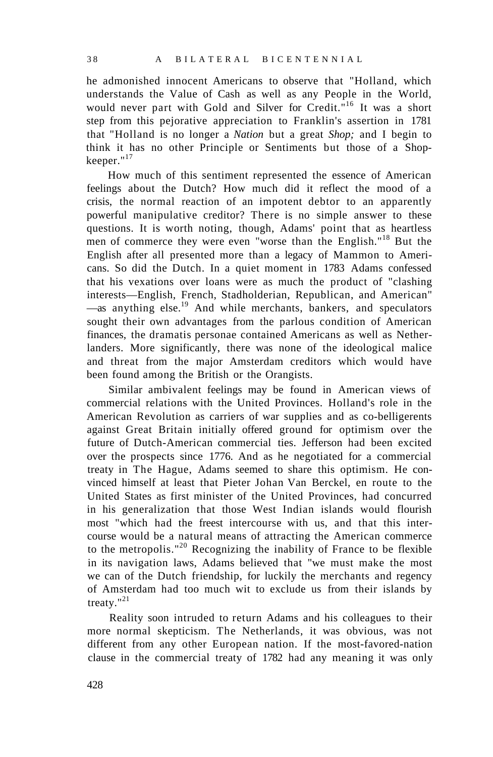he admonished innocent Americans to observe that "Holland, which understands the Value of Cash as well as any People in the World, would never part with Gold and Silver for Credit."[16] It was a short step from this pejorative appreciation to Franklin's assertion in 1781 that "Holland is no longer a *Nation* but a great *Shop;* and I begin to think it has no other Principle or Sentiments but those of a Shopkeeper."[17]

How much of this sentiment represented the essence of American feelings about the Dutch? How much did it reflect the mood of a crisis, the normal reaction of an impotent debtor to an apparently powerful manipulative creditor? There is no simple answer to these questions. It is worth noting, though, Adams' point that as heartless men of commerce they were even "worse than the English."[18] But the English after all presented more than a legacy of Mammon to Americans. So did the Dutch. In a quiet moment in 1783 Adams confessed that his vexations over loans were as much the product of "clashing interests—English, French, Stadholderian, Republican, and American" —as anything else.[19] And while merchants, bankers, and speculators sought their own advantages from the parlous condition of American finances, the dramatis personae contained Americans as well as Netherlanders. More significantly, there was none of the ideological malice and threat from the major Amsterdam creditors which would have been found among the British or the Orangists.

Similar ambivalent feelings may be found in American views of commercial relations with the United Provinces. Holland's role in the American Revolution as carriers of war supplies and as co-belligerents against Great Britain initially offered ground for optimism over the future of Dutch-American commercial ties. Jefferson had been excited over the prospects since 1776. And as he negotiated for a commercial treaty in The Hague, Adams seemed to share this optimism. He convinced himself at least that Pieter Johan Van Berckel, en route to the United States as first minister of the United Provinces, had concurred in his generalization that those West Indian islands would flourish most "which had the freest intercourse with us, and that this intercourse would be a natural means of attracting the American commerce to the metropolis."[20] Recognizing the inability of France to be flexible in its navigation laws, Adams believed that "we must make the most we can of the Dutch friendship, for luckily the merchants and regency of Amsterdam had too much wit to exclude us from their islands by treaty."[21]

Reality soon intruded to return Adams and his colleagues to their more normal skepticism. The Netherlands, it was obvious, was not different from any other European nation. If the most-favored-nation clause in the commercial treaty of 1782 had any meaning it was only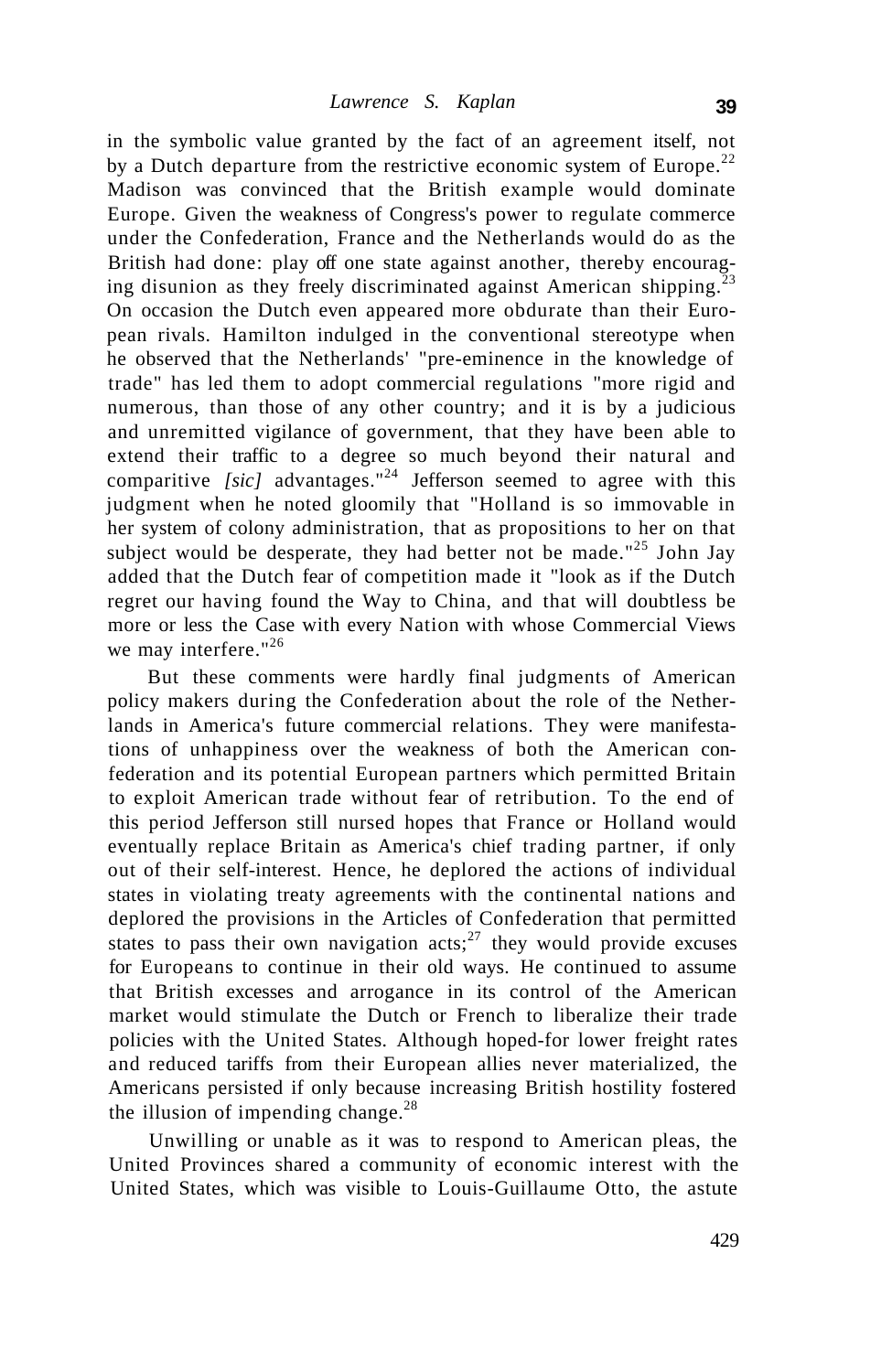in the symbolic value granted by the fact of an agreement itself, not by a Dutch departure from the restrictive economic system of Europe.[22] Madison was convinced that the British example would dominate Europe. Given the weakness of Congress's power to regulate commerce under the Confederation, France and the Netherlands would do as the British had done: play off one state against another, thereby encouraging disunion as they freely discriminated against American shipping.[23] On occasion the Dutch even appeared more obdurate than their European rivals. Hamilton indulged in the conventional stereotype when he observed that the Netherlands' "pre-eminence in the knowledge of trade" has led them to adopt commercial regulations "more rigid and numerous, than those of any other country; and it is by a judicious and unremitted vigilance of government, that they have been able to extend their traffic to a degree so much beyond their natural and comparitive *[sic]* advantages."[24] Jefferson seemed to agree with this judgment when he noted gloomily that "Holland is so immovable in her system of colony administration, that as propositions to her on that subject would be desperate, they had better not be made."[25] John Jay added that the Dutch fear of competition made it "look as if the Dutch regret our having found the Way to China, and that will doubtless be more or less the Case with every Nation with whose Commercial Views we may interfere."[26]

But these comments were hardly final judgments of American policy makers during the Confederation about the role of the Netherlands in America's future commercial relations. They were manifestations of unhappiness over the weakness of both the American confederation and its potential European partners which permitted Britain to exploit American trade without fear of retribution. To the end of this period Jefferson still nursed hopes that France or Holland would eventually replace Britain as America's chief trading partner, if only out of their self-interest. Hence, he deplored the actions of individual states in violating treaty agreements with the continental nations and deplored the provisions in the Articles of Confederation that permitted states to pass their own navigation acts;[27] they would provide excuses for Europeans to continue in their old ways. He continued to assume that British excesses and arrogance in its control of the American market would stimulate the Dutch or French to liberalize their trade policies with the United States. Although hoped-for lower freight rates and reduced tariffs from their European allies never materialized, the Americans persisted if only because increasing British hostility fostered the illusion of impending change.[28]

Unwilling or unable as it was to respond to American pleas, the United Provinces shared a community of economic interest with the United States, which was visible to Louis-Guillaume Otto, the astute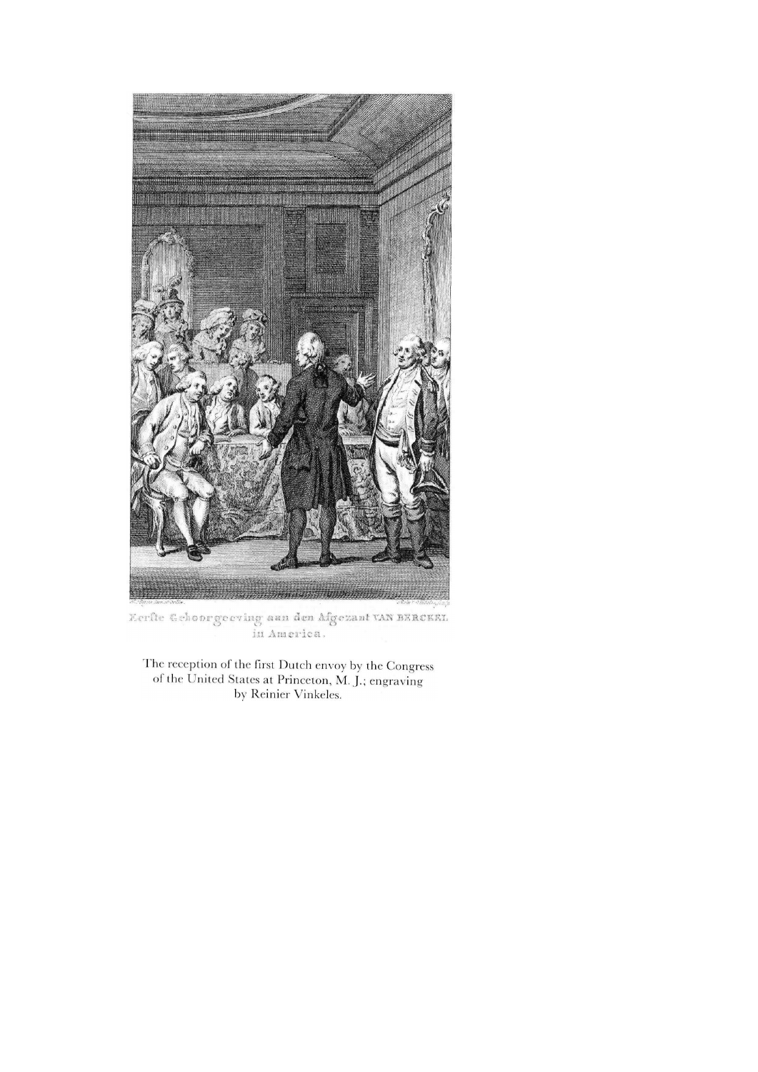Eerfte Gehoorgeeving aan den Afgezant VAN BERCKEL in America.

The reception of the first Dutch envoy by the Congress of the United States at Princeton, M. J.; engraving by Reinier Vinkeles.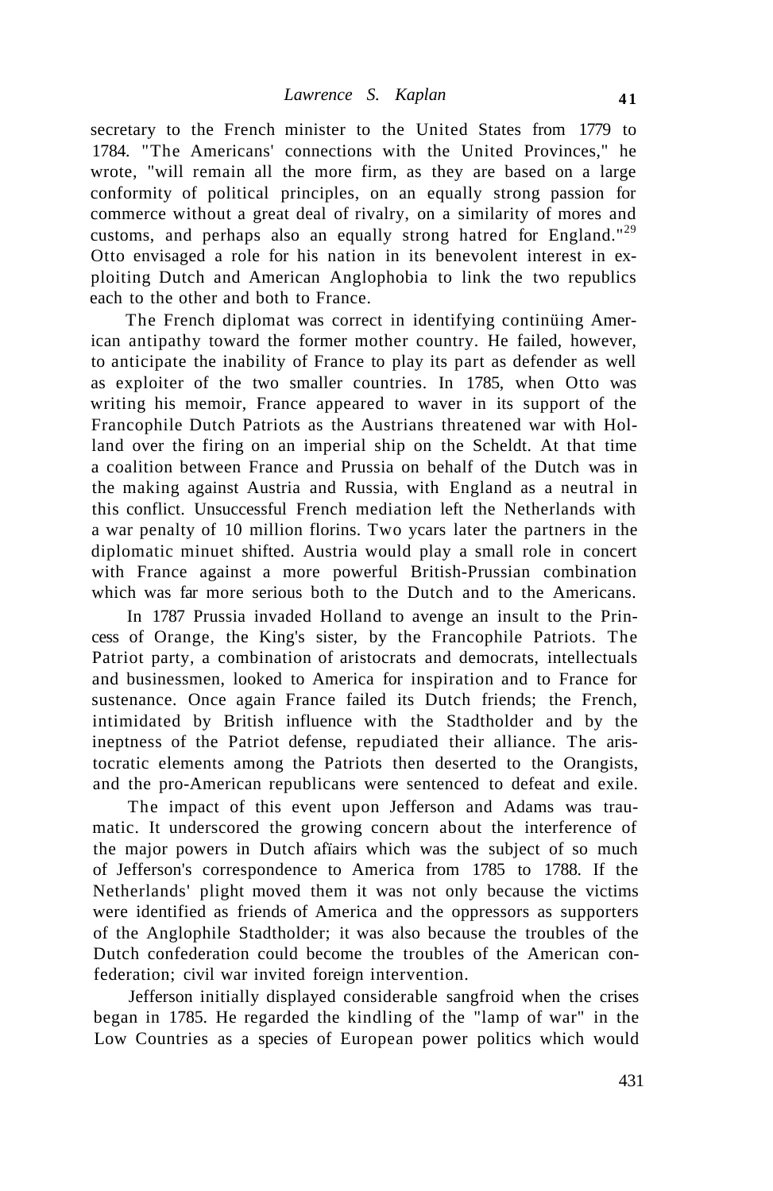secretary to the French minister to the United States from 1779 to 1784. "The Americans' connections with the United Provinces," he wrote, "will remain all the more firm, as they are based on a large conformity of political principles, on an equally strong passion for commerce without a great deal of rivalry, on a similarity of mores and customs, and perhaps also an equally strong hatred for England."[29] Otto envisaged a role for his nation in its benevolent interest in exploiting Dutch and American Anglophobia to link the two republics each to the other and both to France.

The French diplomat was correct in identifying continüing American antipathy toward the former mother country. He failed, however, to anticipate the inability of France to play its part as defender as well as exploiter of the two smaller countries. In 1785, when Otto was writing his memoir, France appeared to waver in its support of the Francophile Dutch Patriots as the Austrians threatened war with Holland over the firing on an imperial ship on the Scheldt. At that time a coalition between France and Prussia on behalf of the Dutch was in the making against Austria and Russia, with England as a neutral in this conflict. Unsuccessful French mediation left the Netherlands with a war penalty of 10 million florins. Two ycars later the partners in the diplomatic minuet shifted. Austria would play a small role in concert with France against a more powerful British-Prussian combination which was far more serious both to the Dutch and to the Americans.

In 1787 Prussia invaded Holland to avenge an insult to the Princess of Orange, the King's sister, by the Francophile Patriots. The Patriot party, a combination of aristocrats and democrats, intellectuals and businessmen, looked to America for inspiration and to France for sustenance. Once again France failed its Dutch friends; the French, intimidated by British influence with the Stadtholder and by the ineptness of the Patriot defense, repudiated their alliance. The aristocratic elements among the Patriots then deserted to the Orangists, and the pro-American republicans were sentenced to defeat and exile.

The impact of this event upon Jefferson and Adams was traumatic. It underscored the growing concern about the interference of the major powers in Dutch affäirs which was the subject of so much of Jefferson's correspondence to America from 1785 to 1788. If the Netherlands' plight moved them it was not only because the victims were identified as friends of America and the oppressors as supporters of the Anglophile Stadtholder; it was also because the troubles of the Dutch confederation could become the troubles of the American confederation; civil war invited foreign intervention.

Jefferson initially displayed considerable sangfroid when the crises began in 1785. He regarded the kindling of the "lamp of war" in the Low Countries as a species of European power politics which would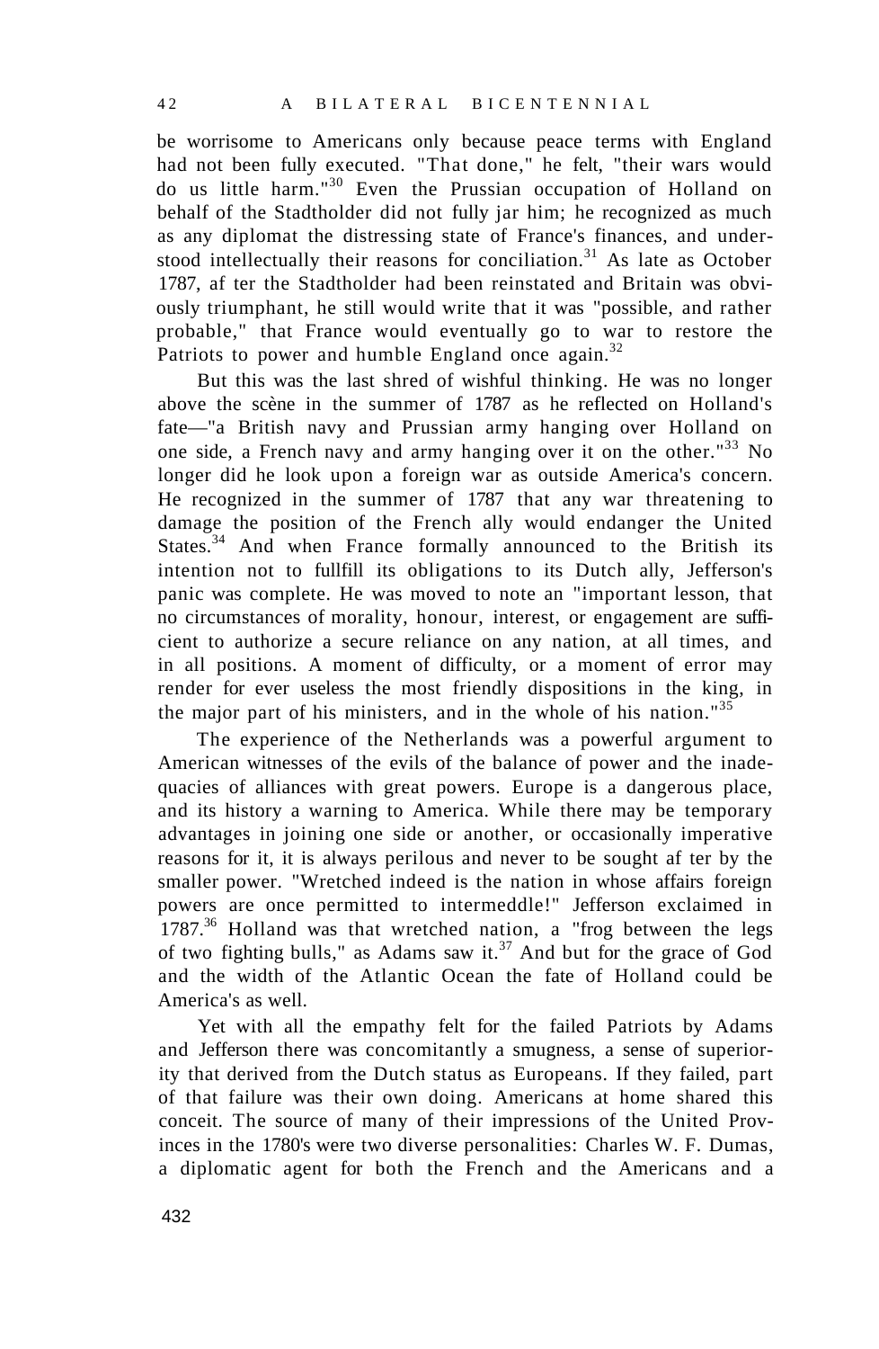be worrisome to Americans only because peace terms with England had not been fully executed. "That done," he felt, "their wars would do us little harm."[30] Even the Prussian occupation of Holland on behalf of the Stadtholder did not fully jar him; he recognized as much as any diplomat the distressing state of France's finances, and understood intellectually their reasons for conciliation.[31] As late as October 1787, af ter the Stadtholder had been reinstated and Britain was obviously triumphant, he still would write that it was "possible, and rather probable," that France would eventually go to war to restore the Patriots to power and humble England once again.[32]

But this was the last shred of wishful thinking. He was no longer above the scène in the summer of 1787 as he reflected on Holland's fate—"a British navy and Prussian army hanging over Holland on one side, a French navy and army hanging over it on the other."[33] No longer did he look upon a foreign war as outside America's concern. He recognized in the summer of 1787 that any war threatening to damage the position of the French ally would endanger the United States.[34] And when France formally announced to the British its intention not to fullfill its obligations to its Dutch ally, Jefferson's panic was complete. He was moved to note an "important lesson, that no circumstances of morality, honour, interest, or engagement are sufficient to authorize a secure reliance on any nation, at all times, and in all positions. A moment of difficulty, or a moment of error may render for ever useless the most friendly dispositions in the king, in the major part of his ministers, and in the whole of his nation."[35]

The experience of the Netherlands was a powerful argument to American witnesses of the evils of the balance of power and the inadequacies of alliances with great powers. Europe is a dangerous place, and its history a warning to America. While there may be temporary advantages in joining one side or another, or occasionally imperative reasons for it, it is always perilous and never to be sought af ter by the smaller power. "Wretched indeed is the nation in whose affairs foreign powers are once permitted to intermeddle!" Jefferson exclaimed in 1787.[36] Holland was that wretched nation, a "frog between the legs of two fighting bulls," as Adams saw it.[37] And but for the grace of God and the width of the Atlantic Ocean the fate of Holland could be America's as well.

Yet with all the empathy felt for the failed Patriots by Adams and Jefferson there was concomitantly a smugness, a sense of superiority that derived from the Dutch status as Europeans. If they failed, part of that failure was their own doing. Americans at home shared this conceit. The source of many of their impressions of the United Provinces in the 1780's were two diverse personalities: Charles W. F. Dumas, a diplomatic agent for both the French and the Americans and a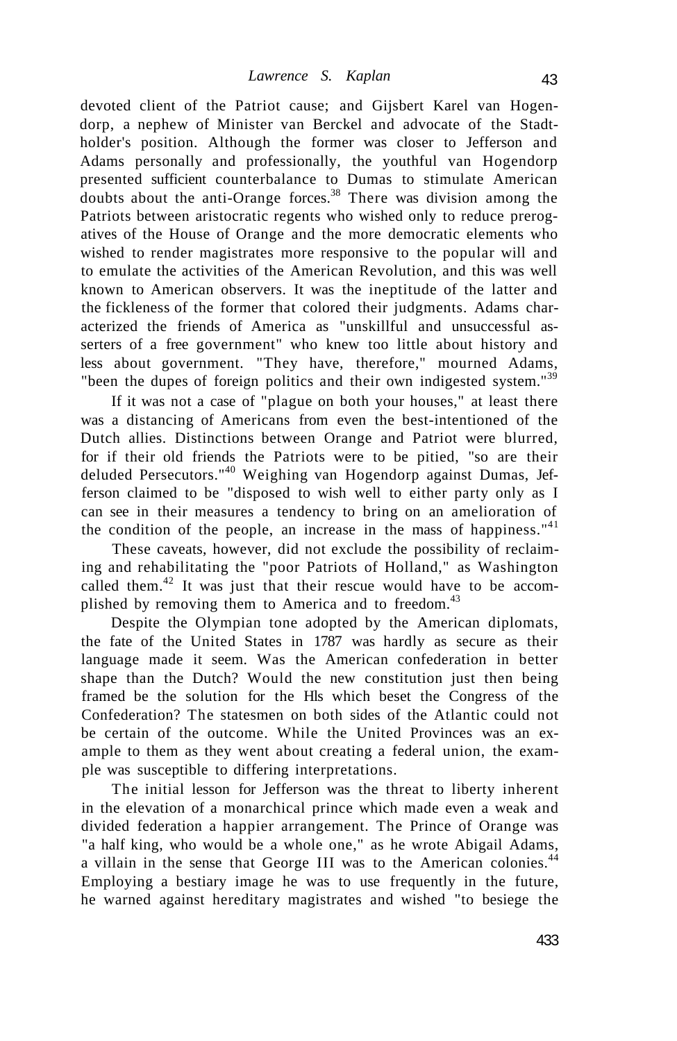devoted client of the Patriot cause; and Gijsbert Karel van Hogendorp, a nephew of Minister van Berckel and advocate of the Stadtholder's position. Although the former was closer to Jefferson and Adams personally and professionally, the youthful van Hogendorp presented sufficient counterbalance to Dumas to stimulate American doubts about the anti-Orange forces.[38] There was division among the Patriots between aristocratic regents who wished only to reduce prerogatives of the House of Orange and the more democratic elements who wished to render magistrates more responsive to the popular will and to emulate the activities of the American Revolution, and this was well known to American observers. It was the ineptitude of the latter and the fickleness of the former that colored their judgments. Adams characterized the friends of America as "unskillful and unsuccessful asserters of a free government" who knew too little about history and less about government. "They have, therefore," mourned Adams, "been the dupes of foreign politics and their own indigested system."[39]

If it was not a case of "plague on both your houses," at least there was a distancing of Americans from even the best-intentioned of the Dutch allies. Distinctions between Orange and Patriot were blurred, for if their old friends the Patriots were to be pitied, "so are their deluded Persecutors."[40] Weighing van Hogendorp against Dumas, Jefferson claimed to be "disposed to wish well to either party only as I can see in their measures a tendency to bring on an amelioration of the condition of the people, an increase in the mass of happiness."[41]

These caveats, however, did not exclude the possibility of reclaiming and rehabilitating the "poor Patriots of Holland," as Washington called them.[42] It was just that their rescue would have to be accomplished by removing them to America and to freedom.[43]

Despite the Olympian tone adopted by the American diplomats, the fate of the United States in 1787 was hardly as secure as their language made it seem. Was the American confederation in better shape than the Dutch? Would the new constitution just then being framed be the solution for the Ills which beset the Congress of the Confederation? The statesmen on both sides of the Atlantic could not be certain of the outcome. While the United Provinces was an example to them as they went about creating a federal union, the example was susceptible to differing interpretations.

The initial lesson for Jefferson was the threat to liberty inherent in the elevation of a monarchical prince which made even a weak and divided federation a happier arrangement. The Prince of Orange was "a half king, who would be a whole one," as he wrote Abigail Adams, a villain in the sense that George III was to the American colonies.[44] Employing a bestiary image he was to use frequently in the future, he warned against hereditary magistrates and wished "to besiege the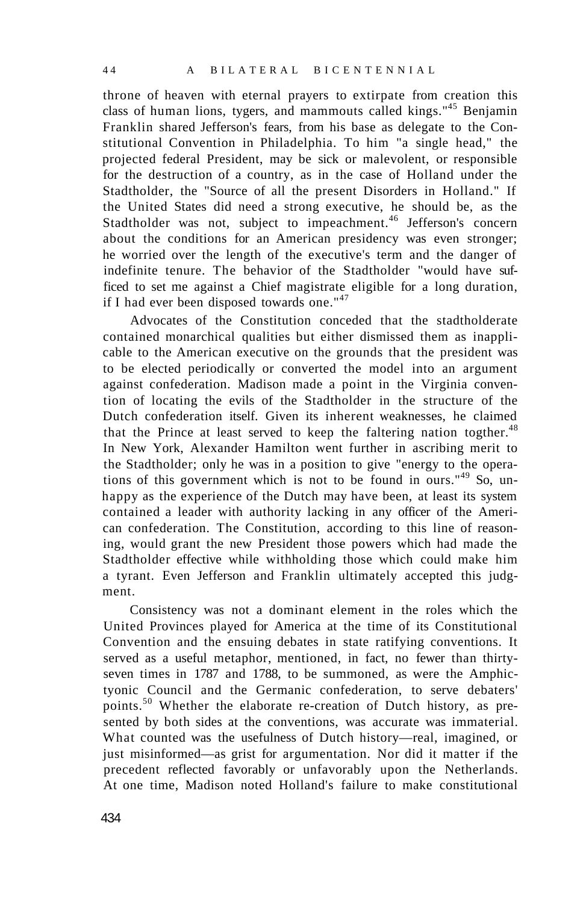throne of heaven with eternal prayers to extirpate from creation this class of human lions, tygers, and mammouts called kings."[45] Benjamin Franklin shared Jefferson's fears, from his base as delegate to the Constitutional Convention in Philadelphia. To him "a single head," the projected federal President, may be sick or malevolent, or responsible for the destruction of a country, as in the case of Holland under the Stadtholder, the "Source of all the present Disorders in Holland." If the United States did need a strong executive, he should be, as the Stadtholder was not, subject to impeachment.[46] Jefferson's concern about the conditions for an American presidency was even stronger; he worried over the length of the executive's term and the danger of indefinite tenure. The behavior of the Stadtholder "would have sufficed to set me against a Chief magistrate eligible for a long duration, if I had ever been disposed towards one."[47]

Advocates of the Constitution conceded that the stadtholderate contained monarchical qualities but either dismissed them as inapplicable to the American executive on the grounds that the president was to be elected periodically or converted the model into an argument against confederation. Madison made a point in the Virginia convention of locating the evils of the Stadtholder in the structure of the Dutch confederation itself. Given its inherent weaknesses, he claimed that the Prince at least served to keep the faltering nation togther.[48] In New York, Alexander Hamilton went further in ascribing merit to the Stadtholder; only he was in a position to give "energy to the operations of this government which is not to be found in ours."[49] So, unhappy as the experience of the Dutch may have been, at least its system contained a leader with authority lacking in any officer of the American confederation. The Constitution, according to this line of reasoning, would grant the new President those powers which had made the Stadtholder effective while withholding those which could make him a tyrant. Even Jefferson and Franklin ultimately accepted this judgment.

Consistency was not a dominant element in the roles which the United Provinces played for America at the time of its Constitutional Convention and the ensuing debates in state ratifying conventions. It served as a useful metaphor, mentioned, in fact, no fewer than thirty-seven times in 1787 and 1788, to be summoned, as were the Amphictyonic Council and the Germanic confederation, to serve debaters' points.[50] Whether the elaborate re-creation of Dutch history, as presented by both sides at the conventions, was accurate was immaterial. What counted was the usefulness of Dutch history—real, imagined, or just misinformed—as grist for argumentation. Nor did it matter if the precedent reflected favorably or unfavorably upon the Netherlands. At one time, Madison noted Holland's failure to make constitutional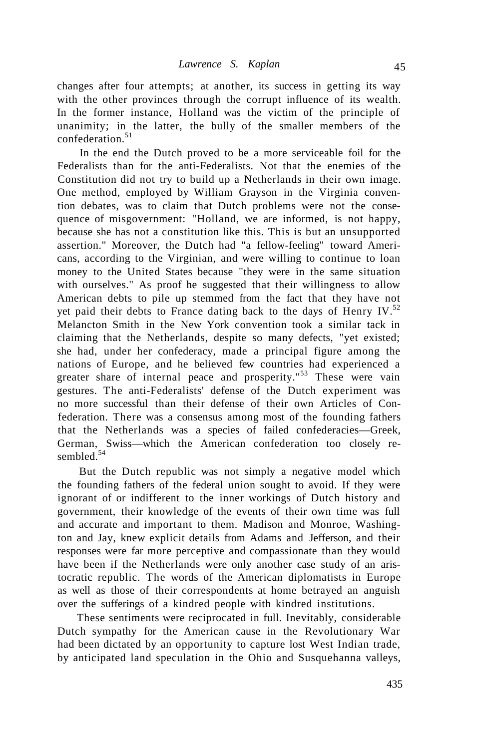changes after four attempts; at another, its success in getting its way with the other provinces through the corrupt influence of its wealth. In the former instance, Holland was the victim of the principle of unanimity; in the latter, the bully of the smaller members of the confederation.[51]

In the end the Dutch proved to be a more serviceable foil for the Federalists than for the anti-Federalists. Not that the enemies of the Constitution did not try to build up a Netherlands in their own image. One method, employed by William Grayson in the Virginia convention debates, was to claim that Dutch problems were not the consequence of misgovernment: "Holland, we are informed, is not happy, because she has not a constitution like this. This is but an unsupported assertion." Moreover, the Dutch had "a fellow-feeling" toward Americans, according to the Virginian, and were willing to continue to loan money to the United States because "they were in the same situation with ourselves." As proof he suggested that their willingness to allow American debts to pile up stemmed from the fact that they have not yet paid their debts to France dating back to the days of Henry IV.[52] Melancton Smith in the New York convention took a similar tack in claiming that the Netherlands, despite so many defects, "yet existed; she had, under her confederacy, made a principal figure among the nations of Europe, and he believed few countries had experienced a greater share of internal peace and prosperity."[53] These were vain gestures. The anti-Federalists' defense of the Dutch experiment was no more successful than their defense of their own Articles of Confederation. There was a consensus among most of the founding fathers that the Netherlands was a species of failed confederacies—Greek, German, Swiss—which the American confederation too closely resembled.[54]

But the Dutch republic was not simply a negative model which the founding fathers of the federal union sought to avoid. If they were ignorant of or indifferent to the inner workings of Dutch history and government, their knowledge of the events of their own time was full and accurate and important to them. Madison and Monroe, Washington and Jay, knew explicit details from Adams and Jefferson, and their responses were far more perceptive and compassionate than they would have been if the Netherlands were only another case study of an aristocratic republic. The words of the American diplomatists in Europe as well as those of their correspondents at home betrayed an anguish over the sufferings of a kindred people with kindred institutions.

These sentiments were reciprocated in full. Inevitably, considerable Dutch sympathy for the American cause in the Revolutionary War had been dictated by an opportunity to capture lost West Indian trade, by anticipated land speculation in the Ohio and Susquehanna valleys,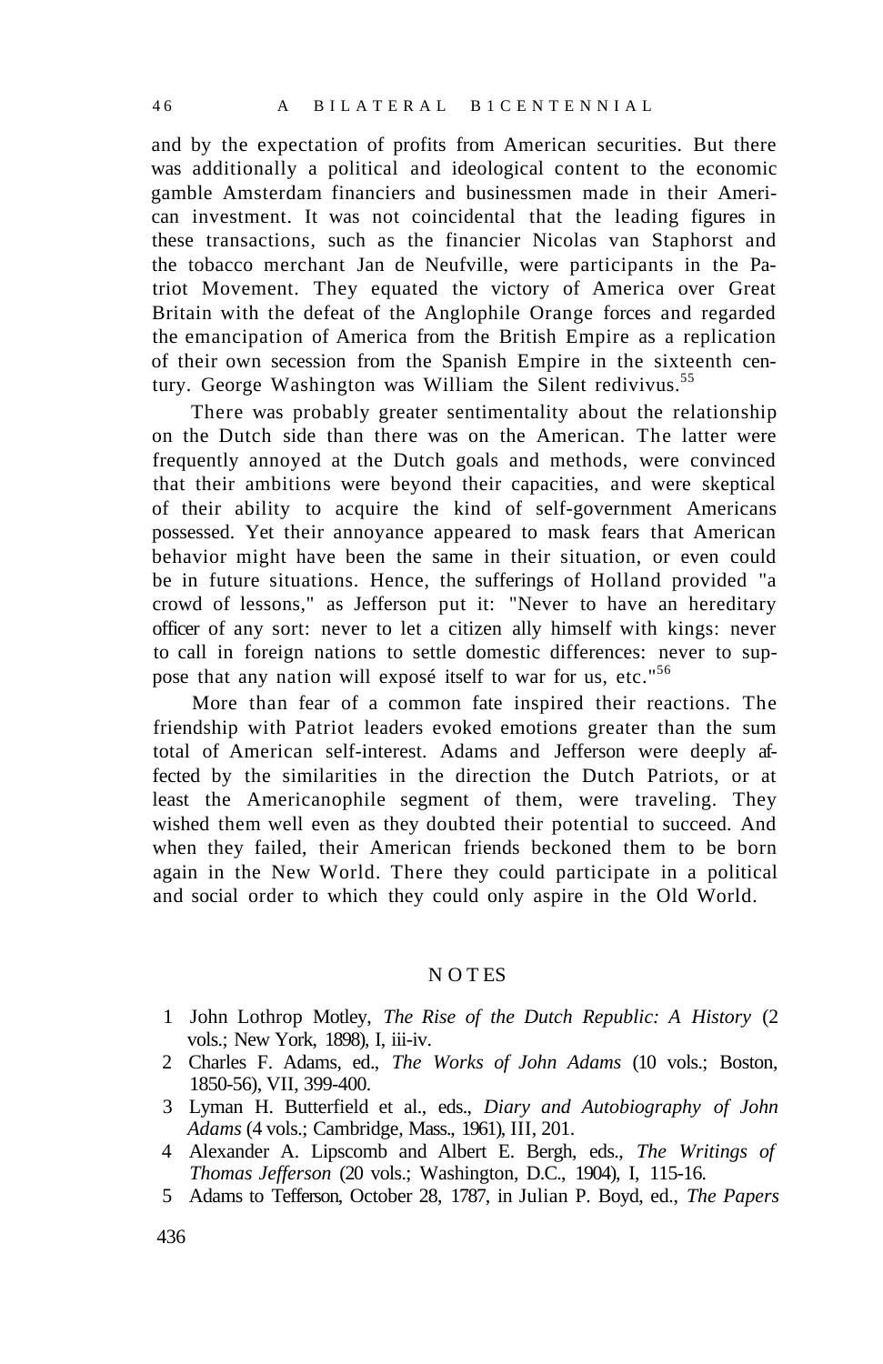and by the expectation of profits from American securities. But there was additionally a political and ideological content to the economic gamble Amsterdam financiers and businessmen made in their American investment. It was not coincidental that the leading figures in these transactions, such as the financier Nicolas van Staphorst and the tobacco merchant Jan de Neufville, were participants in the Patriot Movement. They equated the victory of America over Great Britain with the defeat of the Anglophile Orange forces and regarded the emancipation of America from the British Empire as a replication of their own secession from the Spanish Empire in the sixteenth century. George Washington was William the Silent redivivus.[55]

There was probably greater sentimentality about the relationship on the Dutch side than there was on the American. The latter were frequently annoyed at the Dutch goals and methods, were convinced that their ambitions were beyond their capacities, and were skeptical of their ability to acquire the kind of self-government Americans possessed. Yet their annoyance appeared to mask fears that American behavior might have been the same in their situation, or even could be in future situations. Hence, the sufferings of Holland provided "a crowd of lessons," as Jefferson put it: "Never to have an hereditary officer of any sort: never to let a citizen ally himself with kings: never to call in foreign nations to settle domestic differences: never to suppose that any nation will exposé itself to war for us, etc."[56]

More than fear of a common fate inspired their reactions. The friendship with Patriot leaders evoked emotions greater than the sum total of American self-interest. Adams and Jefferson were deeply affected by the similarities in the direction the Dutch Patriots, or at least the Americanophile segment of them, were traveling. They wished them well even as they doubted their potential to succeed. And when they failed, their American friends beckoned them to be born again in the New World. There they could participate in a political and social order to which they could only aspire in the Old World.

## NOTES

1 John Lothrop Motley, *The Rise of the Dutch Republic: A History* (2 vols.; New York, 1898), I, iii-iv.

2 Charles F. Adams, ed., *The Works of John Adams* (10 vols.; Boston, 1850-56), VII, 399-400.

3 Lyman H. Butterfield et al., eds., *Diary and Autobiography of John Adams* (4 vols.; Cambridge, Mass., 1961), III, 201.

4 Alexander A. Lipscomb and Albert E. Bergh, eds., *The Writings of Thomas Jefferson* (20 vols.; Washington, D.C., 1904), I, 115-16.

5 Adams to Tefferson, October 28, 1787, in Julian P. Boyd, ed., *The Papers*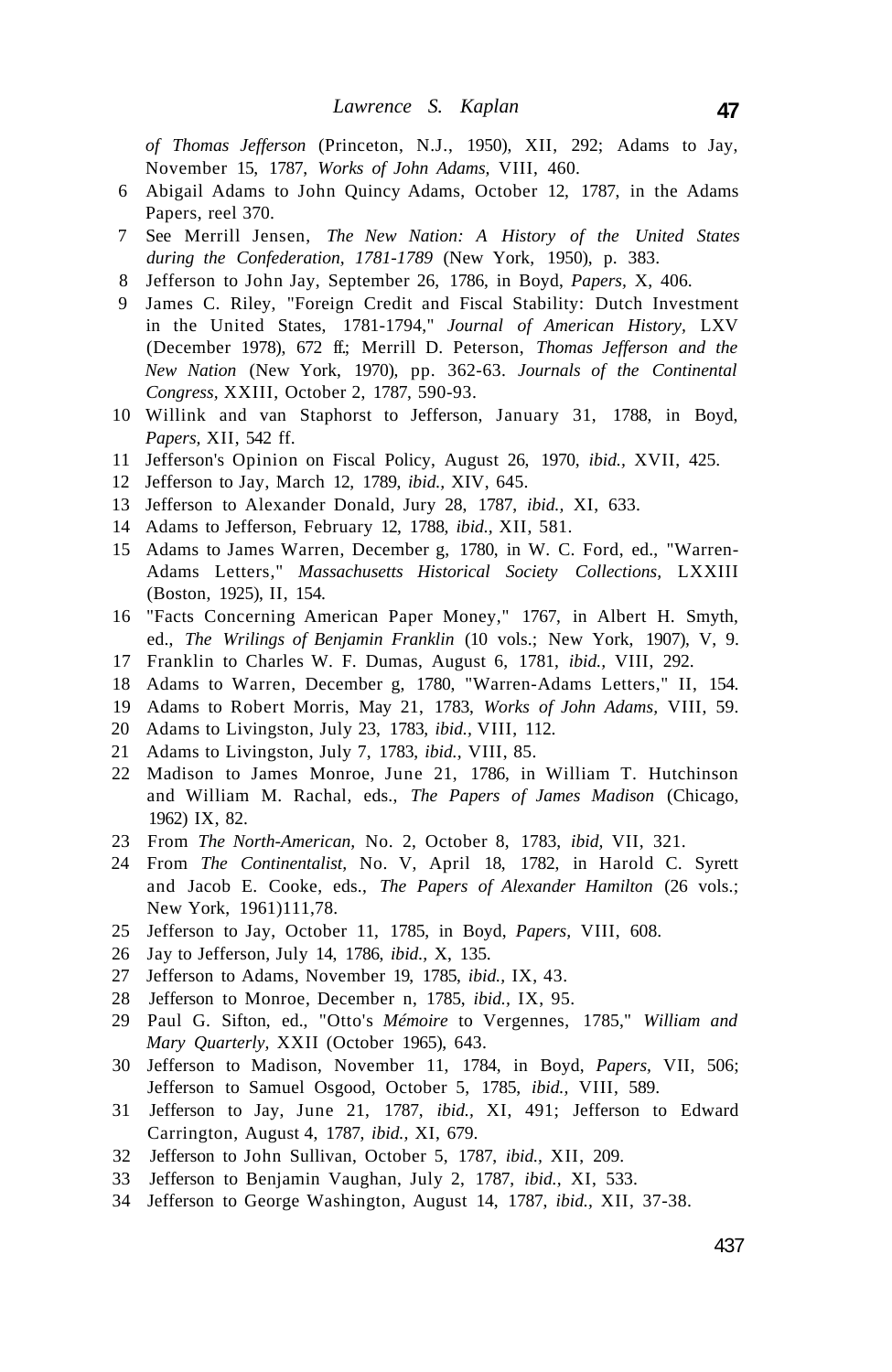*of Thomas Jefferson* (Princeton, N.J., 1950), XII, 292; Adams to Jay, November 15, 1787, *Works of John Adams,* VIII, 460.

6 Abigail Adams to John Quincy Adams, October 12, 1787, in the Adams Papers, reel 370.

7 See Merrill Jensen, *The New Nation: A History of the United States during the Confederation, 1781-1789* (New York, 1950), p. 383.

8 Jefferson to John Jay, September 26, 1786, in Boyd, *Papers,* X, 406.

9 James C. Riley, "Foreign Credit and Fiscal Stability: Dutch Investment in the United States, 1781-1794," *Journal of American History,* LXV (December 1978), 672 ff.; Merrill D. Peterson, *Thomas Jefferson and the New Nation* (New York, 1970), pp. 362-63. *Journals of the Continental Congress*, XXIII, October 2, 1787, 590-93.

10 Willink and van Staphorst to Jefferson, January 31, 1788, in Boyd, *Papers,* XII, 542 ff.

11 Jefferson's Opinion on Fiscal Policy, August 26, 1970, *ibid.,* XVII, 425.

12 Jefferson to Jay, March 12, 1789, *ibid.*, XIV, 645.

13 Jefferson to Alexander Donald, Jury 28, 1787, *ibid.,* XI, 633.

14 Adams to Jefferson, February 12, 1788, *ibid.,* XII, 581.

15 Adams to James Warren, December g, 1780, in W. C. Ford, ed., "Warren-Adams Letters," *Massachusetts Historical Society Collections,* LXXIII (Boston, 1925), II, 154.

16 "Facts Concerning American Paper Money," 1767, in Albert H. Smyth, ed., *The Wrilings of Benjamin Franklin* (10 vols.; New York, 1907), V, 9.

17 Franklin to Charles W. F. Dumas, August 6, 1781, *ibid.,* VIII, 292.

18 Adams to Warren, December g, 1780, "Warren-Adams Letters," II, 154.

19 Adams to Robert Morris, May 21, 1783, *Works of John Adams,* VIII, 59.

20 Adams to Livingston, July 23, 1783, *ibid.,* VIII, 112.

21 Adams to Livingston, July 7, 1783, *ibid.*, VIII, 85.

22 Madison to James Monroe, June 21, 1786, in William T. Hutchinson and William M. Rachal, eds., *The Papers of James Madison* (Chicago, 1962) IX, 82.

23 From *The North-American,* No. 2, October 8, 1783, *ibid,* VII, 321.

24 From *The Continentalist,* No. V, April 18, 1782, in Harold C. Syrett and Jacob E. Cooke, eds., *The Papers of Alexander Hamilton* (26 vols.; New York, 1961)111,78.

25 Jefferson to Jay, October 11, 1785, in Boyd, *Papers,* VIII, 608.

26 Jay to Jefferson, July 14, 1786, *ibid.,* X, 135.

27 Jefferson to Adams, November 19, 1785, *ibid.,* IX, 43.

28 Jefferson to Monroe, December n, 1785, *ibid.,* IX, 95.

29 Paul G. Sifton, ed., "Otto's *Mémoire* to Vergennes, 1785," *William and Mary Quarterly,* XXII (October 1965), 643.

30 Jefferson to Madison, November 11, 1784, in Boyd, *Papers,* VII, 506; Jefferson to Samuel Osgood, October 5, 1785, *ibid.,* VIII, 589.

31 Jefferson to Jay, June 21, 1787, *ibid.*, XI, 491; Jefferson to Edward Carrington, August 4, 1787, *ibid.,* XI, 679.

32 Jefferson to John Sullivan, October 5, 1787, *ibid.*, XII, 209.

33 Jefferson to Benjamin Vaughan, July 2, 1787, *ibid.,* XI, 533.

34 Jefferson to George Washington, August 14, 1787, *ibid.*, XII, 37-38.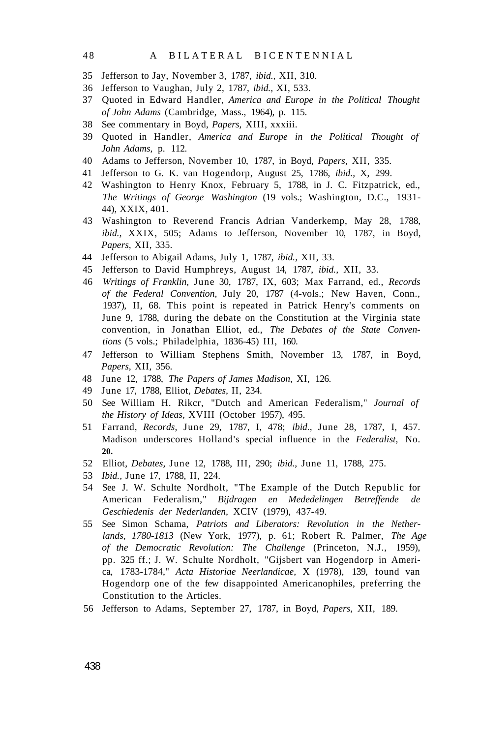35 Jefferson to Jay, November 3, 1787, *ibid.,* XII, 310.

36 Jefferson to Vaughan, July 2, 1787, *ibid.,* XI, 533.

37 Quoted in Edward Handler, *America and Europe in the Political Thought of John Adams* (Cambridge, Mass., 1964), p. 115.

38 See commentary in Boyd, *Papers,* XIII, xxxiii.

39 Quoted in Handler, *America and Europe in the Political Thought of John Adams,* p. 112.

40 Adams to Jefferson, November 10, 1787, in Boyd, *Papers,* XII, 335.

41 Jefferson to G. K. van Hogendorp, August 25, 1786, *ibid.,* X, 299.

42 Washington to Henry Knox, February 5, 1788, in J. C. Fitzpatrick, ed., *The Writings of George Washington* (19 vols.; Washington, D.C., 1931-44), XXIX, 401.

43 Washington to Reverend Francis Adrian Vanderkemp, May 28, 1788, *ibid.,* XXIX, 505; Adams to Jefferson, November 10, 1787, in Boyd, *Papers,* XII, 335.

44 Jefferson to Abigail Adams, July 1, 1787, *ibid.,* XII, 33.

45 Jefferson to David Humphreys, August 14, 1787, *ibid.,* XII, 33.

46 *Writings of Franklin,* June 30, 1787, IX, 603; Max Farrand, ed., *Records of the Federal Convention,* July 20, 1787 (4-vols.; New Haven, Conn., 1937), II, 68. This point is repeated in Patrick Henry's comments on June 9, 1788, during the debate on the Constitution at the Virginia state convention, in Jonathan Elliot, ed., *The Debates of the State Conventions* (5 vols.; Philadelphia, 1836-45) III, 160.

47 Jefferson to William Stephens Smith, November 13, 1787, in Boyd, *Papers,* XII, 356.

48 June 12, 1788, *The Papers of James Madison,* XI, 126.

49 June 17, 1788, Elliot, *Debates,* II, 234.

50 See William H. Rikcr, "Dutch and American Federalism," *Journal of the History of Ideas,* XVIII (October 1957), 495.

51 Farrand, *Records,* June 29, 1787, I, 478; *ibid.,* June 28, 1787, I, 457. Madison underscores Holland's special influence in the *Federalist,* No. **20.**

52 Elliot, *Debates,* June 12, 1788, III, 290; *ibid.,* June 11, 1788, 275.

53 *Ibid.,* June 17, 1788, II, 224.

54 See J. W. Schulte Nordholt, "The Example of the Dutch Republic for American Federalism," *Bijdragen en Mededelingen Betreffende de Geschiedenis der Nederlanden,* XCIV (1979), 437-49.

55 See Simon Schama, *Patriots and Liberators: Revolution in the Netherlands, 1780-1813* (New York, 1977), p. 61; Robert R. Palmer, *The Age of the Democratic Revolution: The Challenge* (Princeton, N.J., 1959), pp. 325 ff.; J. W. Schulte Nordholt, "Gijsbert van Hogendorp in America, 1783-1784," *Acta Historiae Neerlandicae,* X (1978), 139, found van Hogendorp one of the few disappointed Americanophiles, preferring the Constitution to the Articles.

56 Jefferson to Adams, September 27, 1787, in Boyd, *Papers,* XII, 189.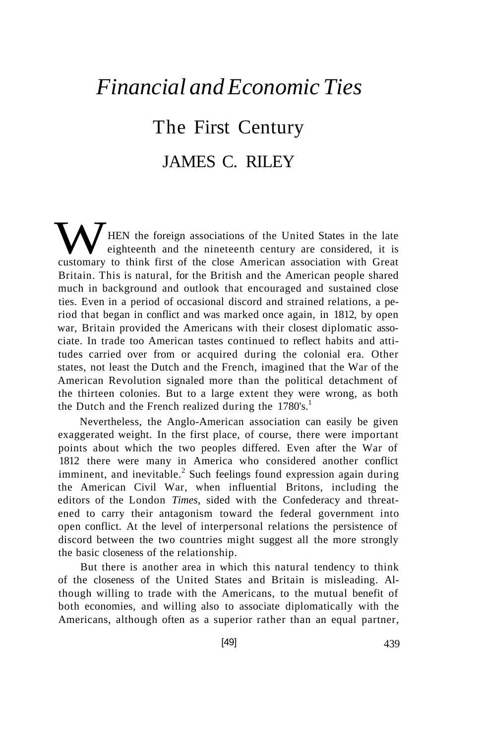# *Financial and Economic Ties*

## The First Century

### JAMES C. RILEY

WHEN the foreign associations of the United States in the late eighteenth and the nineteenth century are considered, it is customary to think first of the close American association with Great Britain. This is natural, for the British and the American people shared much in background and outlook that encouraged and sustained close ties. Even in a period of occasional discord and strained relations, a period that began in conflict and was marked once again, in 1812, by open war, Britain provided the Americans with their closest diplomatic associate. In trade too American tastes continued to reflect habits and attitudes carried over from or acquired during the colonial era. Other states, not least the Dutch and the French, imagined that the War of the American Revolution signaled more than the political detachment of the thirteen colonies. But to a large extent they were wrong, as both the Dutch and the French realized during the 1780's.[1]

Nevertheless, the Anglo-American association can easily be given exaggerated weight. In the first place, of course, there were important points about which the two peoples differed. Even after the War of 1812 there were many in America who considered another conflict imminent, and inevitable.[2] Such feelings found expression again during the American Civil War, when influential Britons, including the editors of the London *Times*, sided with the Confederacy and threatened to carry their antagonism toward the federal government into open conflict. At the level of interpersonal relations the persistence of discord between the two countries might suggest all the more strongly the basic closeness of the relationship.

But there is another area in which this natural tendency to think of the closeness of the United States and Britain is misleading. Although willing to trade with the Americans, to the mutual benefit of both economies, and willing also to associate diplomatically with the Americans, although often as a superior rather than an equal partner,